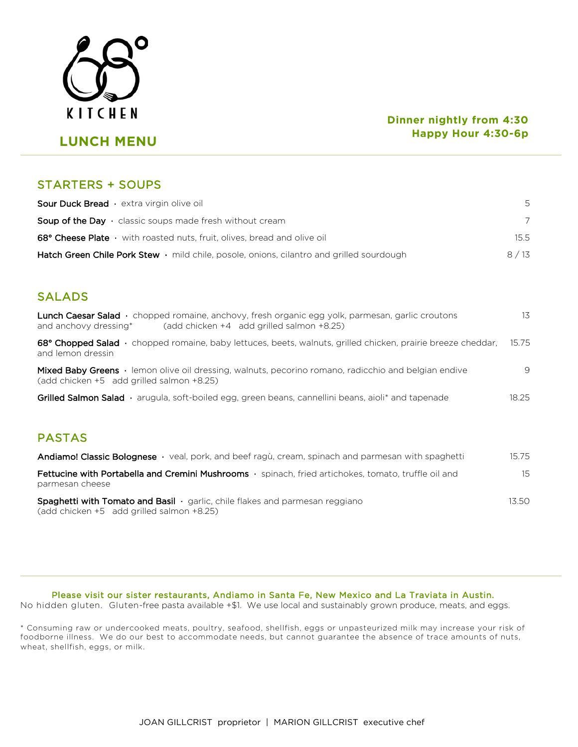68° KITCHEN

## LUNCH MENU

**Dinner nightly from 4:30**
**Happy Hour 4:30-6p**

---

## STARTERS + SOUPS

**Sour Duck Bread** · extra virgin olive oil 5

**Soup of the Day** · classic soups made fresh without cream 7

**68° Cheese Plate** · with roasted nuts, fruit, olives, bread and olive oil 15.5

**Hatch Green Chile Pork Stew** · mild chile, posole, onions, cilantro and grilled sourdough 8 / 13

## SALADS

**Lunch Caesar Salad** · chopped romaine, anchovy, fresh organic egg yolk, parmesan, garlic croutons and anchovy dressing* (add chicken +4 add grilled salmon +8.25) 13

**68° Chopped Salad** · chopped romaine, baby lettuces, beets, walnuts, grilled chicken, prairie breeze cheddar, and lemon dressin 15.75

**Mixed Baby Greens** · lemon olive oil dressing, walnuts, pecorino romano, radicchio and belgian endive (add chicken +5 add grilled salmon +8.25) 9

**Grilled Salmon Salad** · arugula, soft-boiled egg, green beans, cannellini beans, aioli* and tapenade 18.25

## PASTAS

**Andiamo! Classic Bolognese** · veal, pork, and beef ragù, cream, spinach and parmesan with spaghetti 15.75

**Fettucine with Portabella and Cremini Mushrooms** · spinach, fried artichokes, tomato, truffle oil and parmesan cheese 15

**Spaghetti with Tomato and Basil** · garlic, chile flakes and parmesan reggiano (add chicken +5 add grilled salmon +8.25) 13.50

---

Please visit our sister restaurants, Andiamo in Santa Fe, New Mexico and La Traviata in Austin.
No hidden gluten. Gluten-free pasta available +$1. We use local and sustainably grown produce, meats, and eggs.

* Consuming raw or undercooked meats, poultry, seafood, shellfish, eggs or unpasteurized milk may increase your risk of foodborne illness. We do our best to accommodate needs, but cannot guarantee the absence of trace amounts of nuts, wheat, shellfish, eggs, or milk.

JOAN GILLCRIST proprietor | MARION GILLCRIST executive chef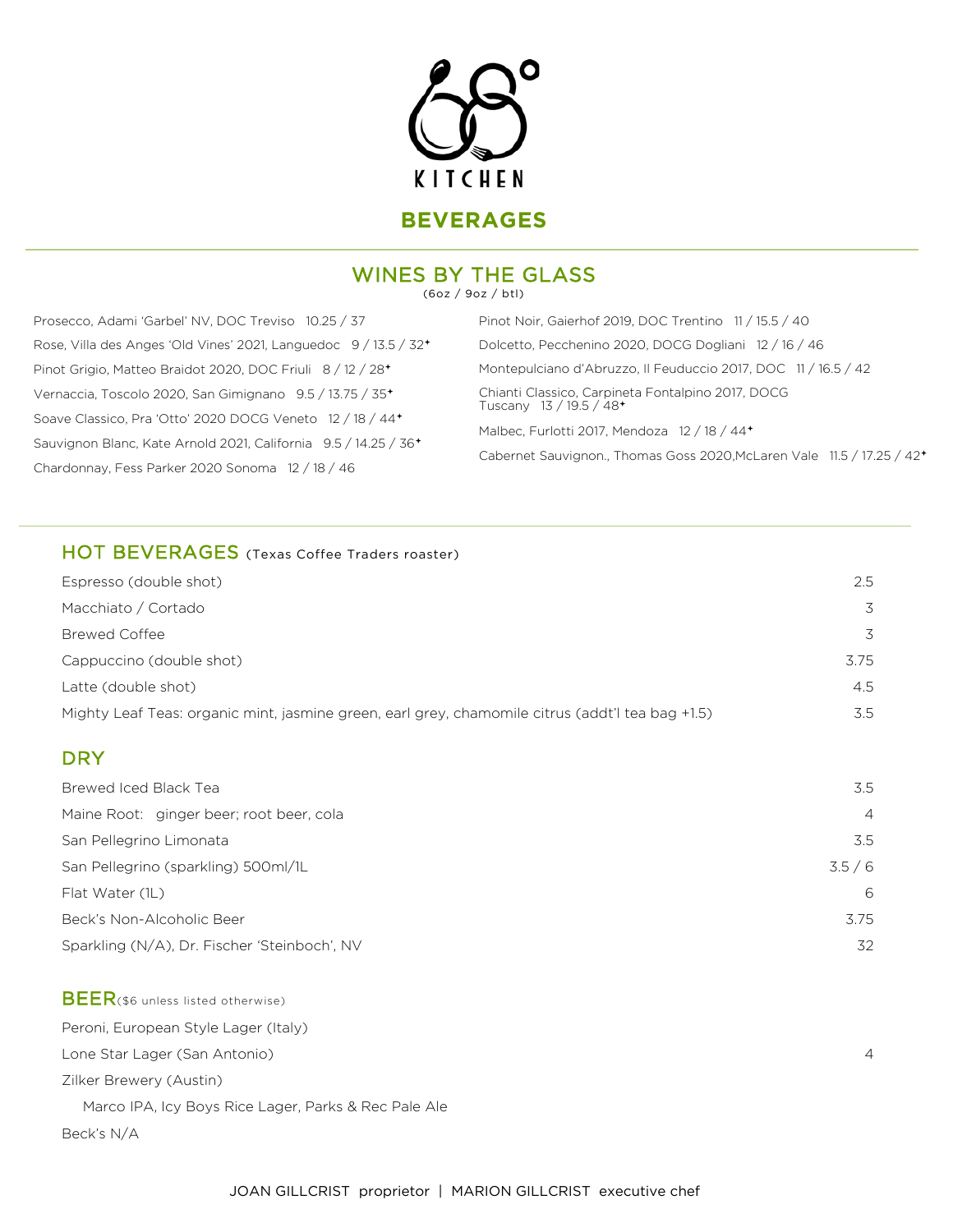68°

KITCHEN

# BEVERAGES

## WINES BY THE GLASS

(6oz / 9oz / btl)

Prosecco, Adami 'Garbel' NV, DOC Treviso 10.25 / 37

Rose, Villa des Anges 'Old Vines' 2021, Languedoc 9 / 13.5 / 32✦

Pinot Grigio, Matteo Braidot 2020, DOC Friuli 8 / 12 / 28✦

Vernaccia, Toscolo 2020, San Gimignano 9.5 / 13.75 / 35✦

Soave Classico, Pra 'Otto' 2020 DOCG Veneto 12 / 18 / 44✦

Sauvignon Blanc, Kate Arnold 2021, California 9.5 / 14.25 / 36✦

Chardonnay, Fess Parker 2020 Sonoma 12 / 18 / 46

Pinot Noir, Gaierhof 2019, DOC Trentino 11 / 15.5 / 40

Dolcetto, Pecchenino 2020, DOCG Dogliani 12 / 16 / 46

Montepulciano d'Abruzzo, Il Feuduccio 2017, DOC 11 / 16.5 / 42

Chianti Classico, Carpineta Fontalpino 2017, DOCG Tuscany 13 / 19.5 / 48✦

Malbec, Furlotti 2017, Mendoza 12 / 18 / 44✦

Cabernet Sauvignon., Thomas Goss 2020,McLaren Vale 11.5 / 17.25 / 42✦

## HOT BEVERAGES (Texas Coffee Traders roaster)

| | |
|---|---|
| Espresso (double shot) | 2.5 |
| Macchiato / Cortado | 3 |
| Brewed Coffee | 3 |
| Cappuccino (double shot) | 3.75 |
| Latte (double shot) | 4.5 |
| Mighty Leaf Teas: organic mint, jasmine green, earl grey, chamomile citrus (addt'l tea bag +1.5) | 3.5 |

## DRY

| | |
|---|---|
| Brewed Iced Black Tea | 3.5 |
| Maine Root: ginger beer; root beer, cola | 4 |
| San Pellegrino Limonata | 3.5 |
| San Pellegrino (sparkling) 500ml/1L | 3.5 / 6 |
| Flat Water (1L) | 6 |
| Beck's Non-Alcoholic Beer | 3.75 |
| Sparkling (N/A), Dr. Fischer 'Steinboch', NV | 32 |

## BEER ($6 unless listed otherwise)

| | |
|---|---|
| Peroni, European Style Lager (Italy) | |
| Lone Star Lager (San Antonio) | 4 |
| Zilker Brewery (Austin) | |
| Marco IPA, Icy Boys Rice Lager, Parks & Rec Pale Ale | |
| Beck's N/A | |

JOAN GILLCRIST proprietor | MARION GILLCRIST executive chef